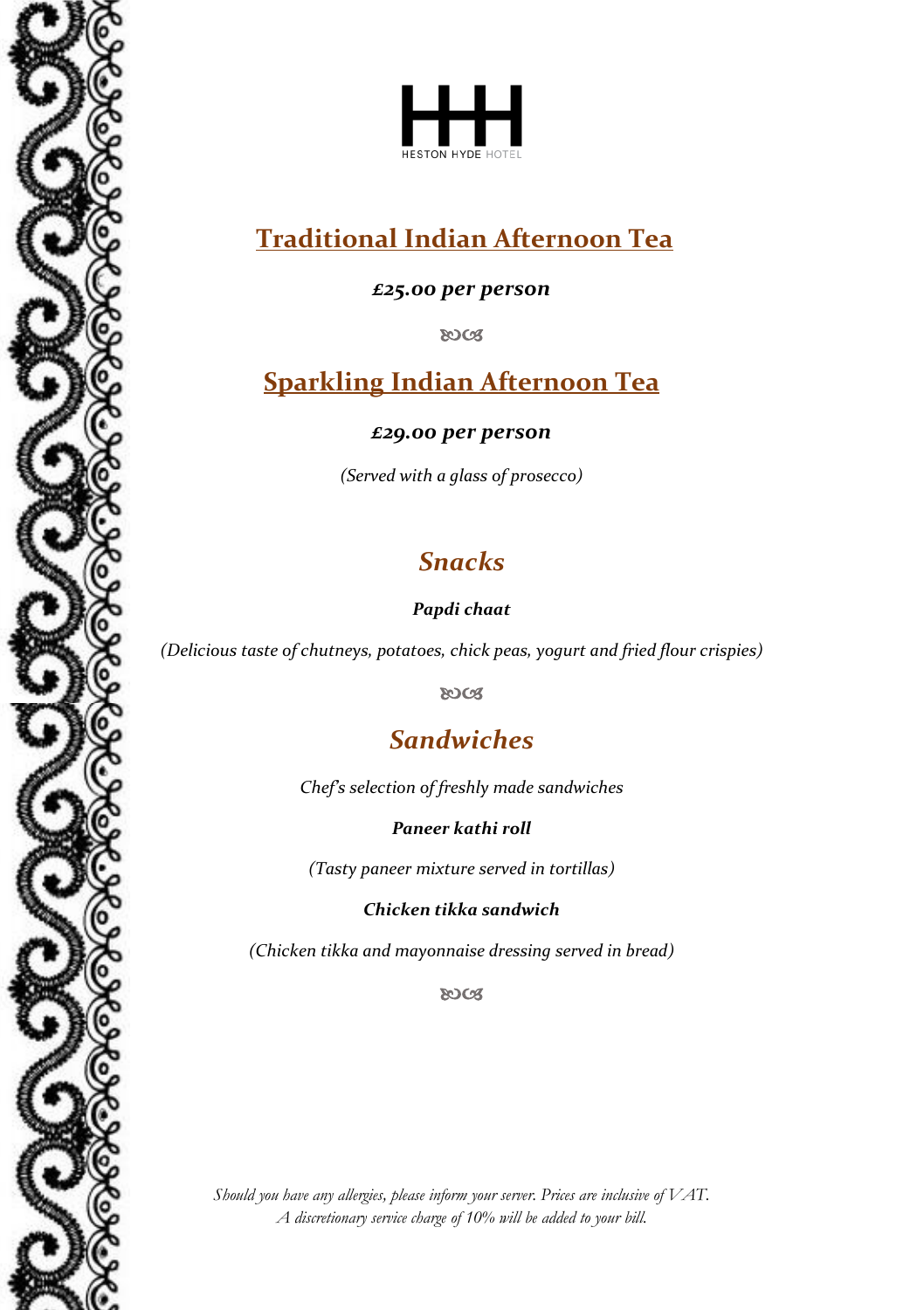HESTON HYDE HOTEL

## Traditional Indian Afternoon Tea

***£25.00 per person***

## Sparkling Indian Afternoon Tea

***£29.00 per person***

*(Served with a glass of prosecco)*

## *Snacks*

***Papdi chaat***

*(Delicious taste of chutneys, potatoes, chick peas, yogurt and fried flour crispies)*

## *Sandwiches*

*Chef's selection of freshly made sandwiches*

***Paneer kathi roll***

*(Tasty paneer mixture served in tortillas)*

***Chicken tikka sandwich***

*(Chicken tikka and mayonnaise dressing served in bread)*

*Should you have any allergies, please inform your server. Prices are inclusive of VAT.*
*A discretionary service charge of 10% will be added to your bill.*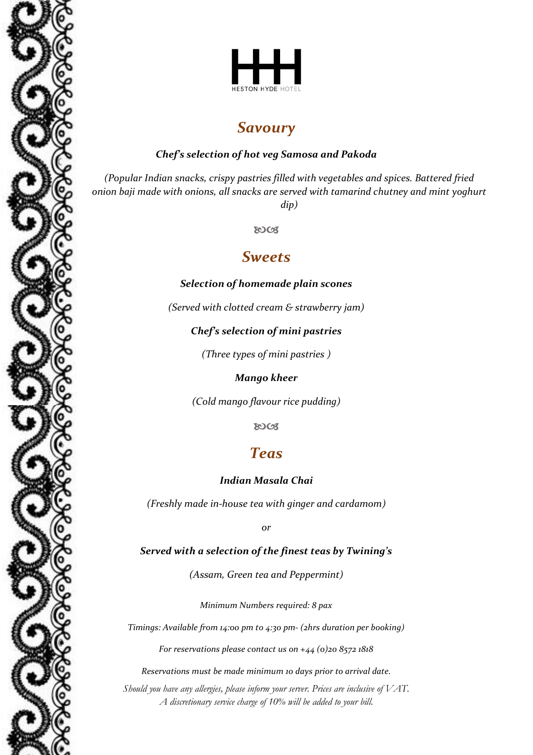HESTON HYDE HOTEL

## *Savoury*

***Chef's selection of hot veg Samosa and Pakoda***

*(Popular Indian snacks, crispy pastries filled with vegetables and spices. Battered fried onion baji made with onions, all snacks are served with tamarind chutney and mint yoghurt dip)*

ᴓᴓ

## *Sweets*

***Selection of homemade plain scones***

*(Served with clotted cream & strawberry jam)*

***Chef's selection of mini pastries***

*(Three types of mini pastries )*

***Mango kheer***

*(Cold mango flavour rice pudding)*

ᴓᴓ

## *Teas*

***Indian Masala Chai***

*(Freshly made in-house tea with ginger and cardamom)*

*or*

***Served with a selection of the finest teas by Twining's***

*(Assam, Green tea and Peppermint)*

*Minimum Numbers required: 8 pax*

*Timings: Available from 14:00 pm to 4:30 pm- (2hrs duration per booking)*

*For reservations please contact us on +44 (0)20 8572 1818*

*Reservations must be made minimum 10 days prior to arrival date.*

*Should you have any allergies, please inform your server. Prices are inclusive of VAT.*
*A discretionary service charge of 10% will be added to your bill.*